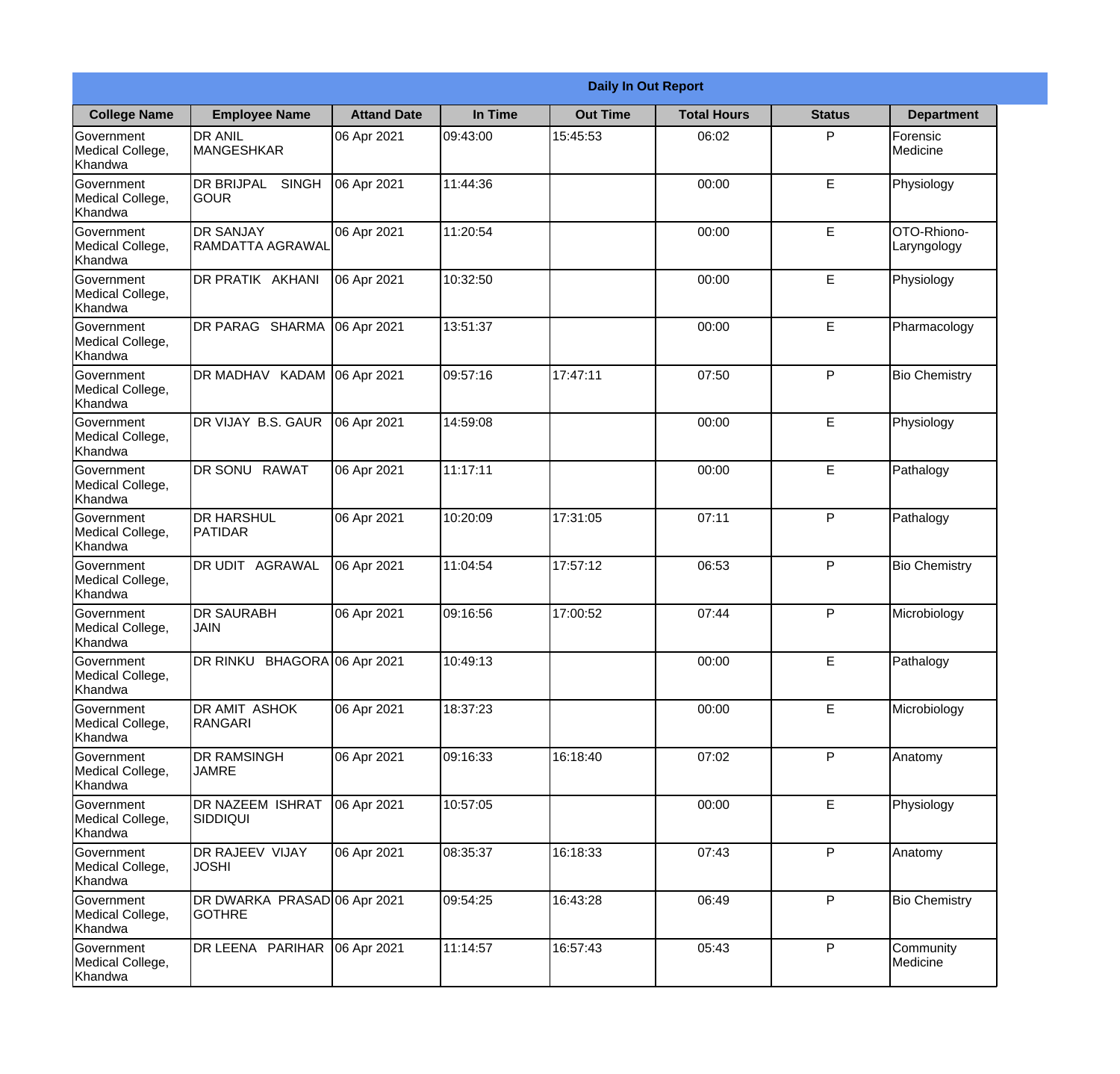| Daily In Out Report | | | | | | | |
|---|---|---|---|---|---|---|---|
| **College Name** | **Employee Name** | **Attand Date** | **In Time** | **Out Time** | **Total Hours** | **Status** | **Department** |
| Government Medical College, Khandwa | DR ANIL MANGESHKAR | 06 Apr 2021 | 09:43:00 | 15:45:53 | 06:02 | P | Forensic Medicine |
| Government Medical College, Khandwa | DR BRIJPAL SINGH GOUR | 06 Apr 2021 | 11:44:36 | | 00:00 | E | Physiology |
| Government Medical College, Khandwa | DR SANJAY RAMDATTA AGRAWAL | 06 Apr 2021 | 11:20:54 | | 00:00 | E | OTO-Rhiono-Laryngology |
| Government Medical College, Khandwa | DR PRATIK AKHANI | 06 Apr 2021 | 10:32:50 | | 00:00 | E | Physiology |
| Government Medical College, Khandwa | DR PARAG SHARMA | 06 Apr 2021 | 13:51:37 | | 00:00 | E | Pharmacology |
| Government Medical College, Khandwa | DR MADHAV KADAM | 06 Apr 2021 | 09:57:16 | 17:47:11 | 07:50 | P | Bio Chemistry |
| Government Medical College, Khandwa | DR VIJAY B.S. GAUR | 06 Apr 2021 | 14:59:08 | | 00:00 | E | Physiology |
| Government Medical College, Khandwa | DR SONU RAWAT | 06 Apr 2021 | 11:17:11 | | 00:00 | E | Pathalogy |
| Government Medical College, Khandwa | DR HARSHUL PATIDAR | 06 Apr 2021 | 10:20:09 | 17:31:05 | 07:11 | P | Pathalogy |
| Government Medical College, Khandwa | DR UDIT AGRAWAL | 06 Apr 2021 | 11:04:54 | 17:57:12 | 06:53 | P | Bio Chemistry |
| Government Medical College, Khandwa | DR SAURABH JAIN | 06 Apr 2021 | 09:16:56 | 17:00:52 | 07:44 | P | Microbiology |
| Government Medical College, Khandwa | DR RINKU BHAGORA | 06 Apr 2021 | 10:49:13 | | 00:00 | E | Pathalogy |
| Government Medical College, Khandwa | DR AMIT ASHOK RANGARI | 06 Apr 2021 | 18:37:23 | | 00:00 | E | Microbiology |
| Government Medical College, Khandwa | DR RAMSINGH JAMRE | 06 Apr 2021 | 09:16:33 | 16:18:40 | 07:02 | P | Anatomy |
| Government Medical College, Khandwa | DR NAZEEM ISHRAT SIDDIQUI | 06 Apr 2021 | 10:57:05 | | 00:00 | E | Physiology |
| Government Medical College, Khandwa | DR RAJEEV VIJAY JOSHI | 06 Apr 2021 | 08:35:37 | 16:18:33 | 07:43 | P | Anatomy |
| Government Medical College, Khandwa | DR DWARKA PRASAD GOTHRE | 06 Apr 2021 | 09:54:25 | 16:43:28 | 06:49 | P | Bio Chemistry |
| Government Medical College, Khandwa | DR LEENA PARIHAR | 06 Apr 2021 | 11:14:57 | 16:57:43 | 05:43 | P | Community Medicine |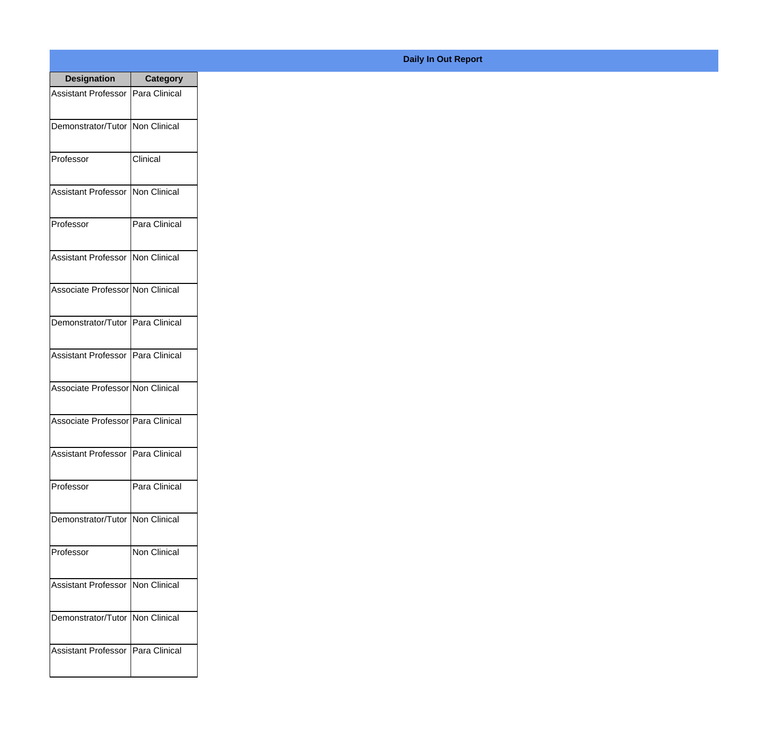## Daily In Out Report

| Designation | Category |
|---|---|
| Assistant Professor | Para Clinical |
| Demonstrator/Tutor | Non Clinical |
| Professor | Clinical |
| Assistant Professor | Non Clinical |
| Professor | Para Clinical |
| Assistant Professor | Non Clinical |
| Associate Professor | Non Clinical |
| Demonstrator/Tutor | Para Clinical |
| Assistant Professor | Para Clinical |
| Associate Professor | Non Clinical |
| Associate Professor | Para Clinical |
| Assistant Professor | Para Clinical |
| Professor | Para Clinical |
| Demonstrator/Tutor | Non Clinical |
| Professor | Non Clinical |
| Assistant Professor | Non Clinical |
| Demonstrator/Tutor | Non Clinical |
| Assistant Professor | Para Clinical |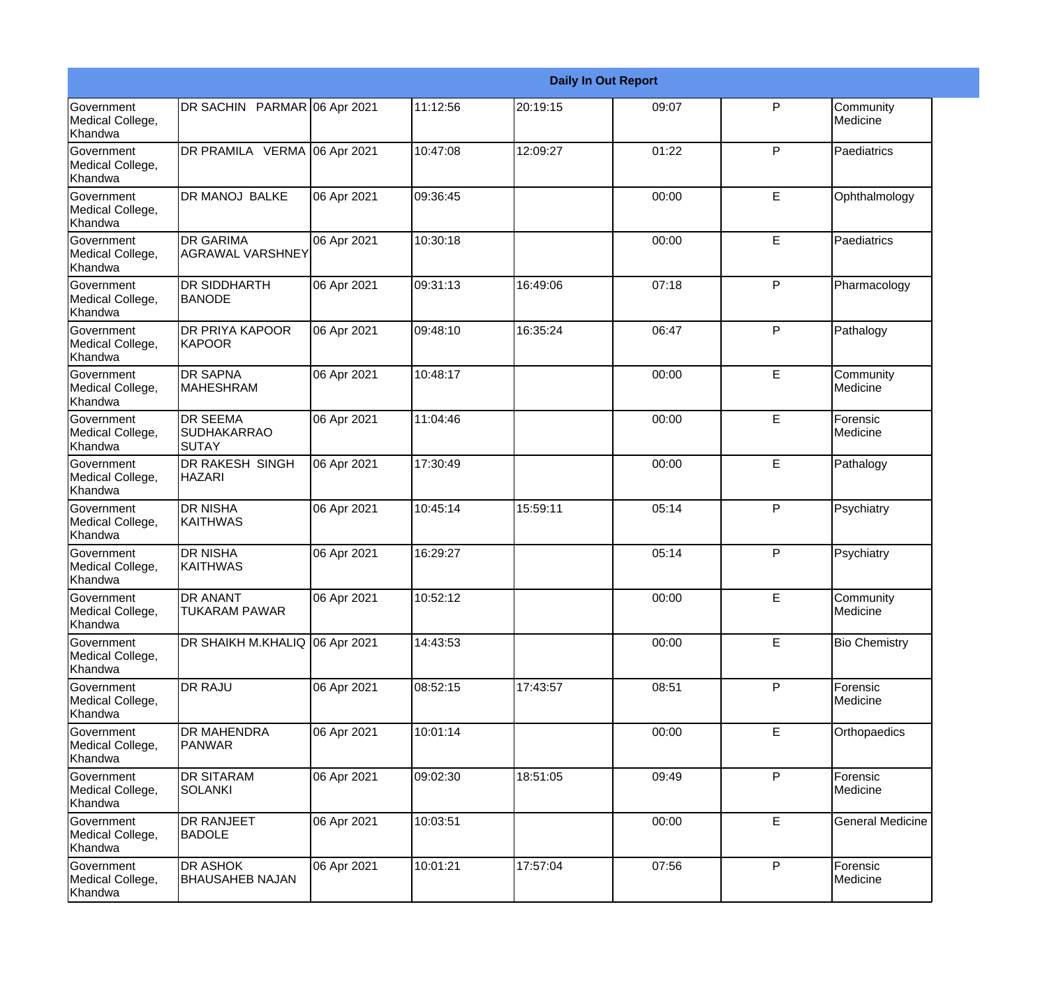| Daily In Out Report | | | | | | | |
|---|---|---|---|---|---|---|---|
| Government Medical College, Khandwa | DR SACHIN PARMAR | 06 Apr 2021 | 11:12:56 | 20:19:15 | 09:07 | P | Community Medicine |
| Government Medical College, Khandwa | DR PRAMILA VERMA | 06 Apr 2021 | 10:47:08 | 12:09:27 | 01:22 | P | Paediatrics |
| Government Medical College, Khandwa | DR MANOJ BALKE | 06 Apr 2021 | 09:36:45 | | 00:00 | E | Ophthalmology |
| Government Medical College, Khandwa | DR GARIMA AGRAWAL VARSHNEY | 06 Apr 2021 | 10:30:18 | | 00:00 | E | Paediatrics |
| Government Medical College, Khandwa | DR SIDDHARTH BANODE | 06 Apr 2021 | 09:31:13 | 16:49:06 | 07:18 | P | Pharmacology |
| Government Medical College, Khandwa | DR PRIYA KAPOOR KAPOOR | 06 Apr 2021 | 09:48:10 | 16:35:24 | 06:47 | P | Pathalogy |
| Government Medical College, Khandwa | DR SAPNA MAHESHRAM | 06 Apr 2021 | 10:48:17 | | 00:00 | E | Community Medicine |
| Government Medical College, Khandwa | DR SEEMA SUDHAKARRAO SUTAY | 06 Apr 2021 | 11:04:46 | | 00:00 | E | Forensic Medicine |
| Government Medical College, Khandwa | DR RAKESH SINGH HAZARI | 06 Apr 2021 | 17:30:49 | | 00:00 | E | Pathalogy |
| Government Medical College, Khandwa | DR NISHA KAITHWAS | 06 Apr 2021 | 10:45:14 | 15:59:11 | 05:14 | P | Psychiatry |
| Government Medical College, Khandwa | DR NISHA KAITHWAS | 06 Apr 2021 | 16:29:27 | | 05:14 | P | Psychiatry |
| Government Medical College, Khandwa | DR ANANT TUKARAM PAWAR | 06 Apr 2021 | 10:52:12 | | 00:00 | E | Community Medicine |
| Government Medical College, Khandwa | DR SHAIKH M.KHALIQ | 06 Apr 2021 | 14:43:53 | | 00:00 | E | Bio Chemistry |
| Government Medical College, Khandwa | DR RAJU | 06 Apr 2021 | 08:52:15 | 17:43:57 | 08:51 | P | Forensic Medicine |
| Government Medical College, Khandwa | DR MAHENDRA PANWAR | 06 Apr 2021 | 10:01:14 | | 00:00 | E | Orthopaedics |
| Government Medical College, Khandwa | DR SITARAM SOLANKI | 06 Apr 2021 | 09:02:30 | 18:51:05 | 09:49 | P | Forensic Medicine |
| Government Medical College, Khandwa | DR RANJEET BADOLE | 06 Apr 2021 | 10:03:51 | | 00:00 | E | General Medicine |
| Government Medical College, Khandwa | DR ASHOK BHAUSAHEB NAJAN | 06 Apr 2021 | 10:01:21 | 17:57:04 | 07:56 | P | Forensic Medicine |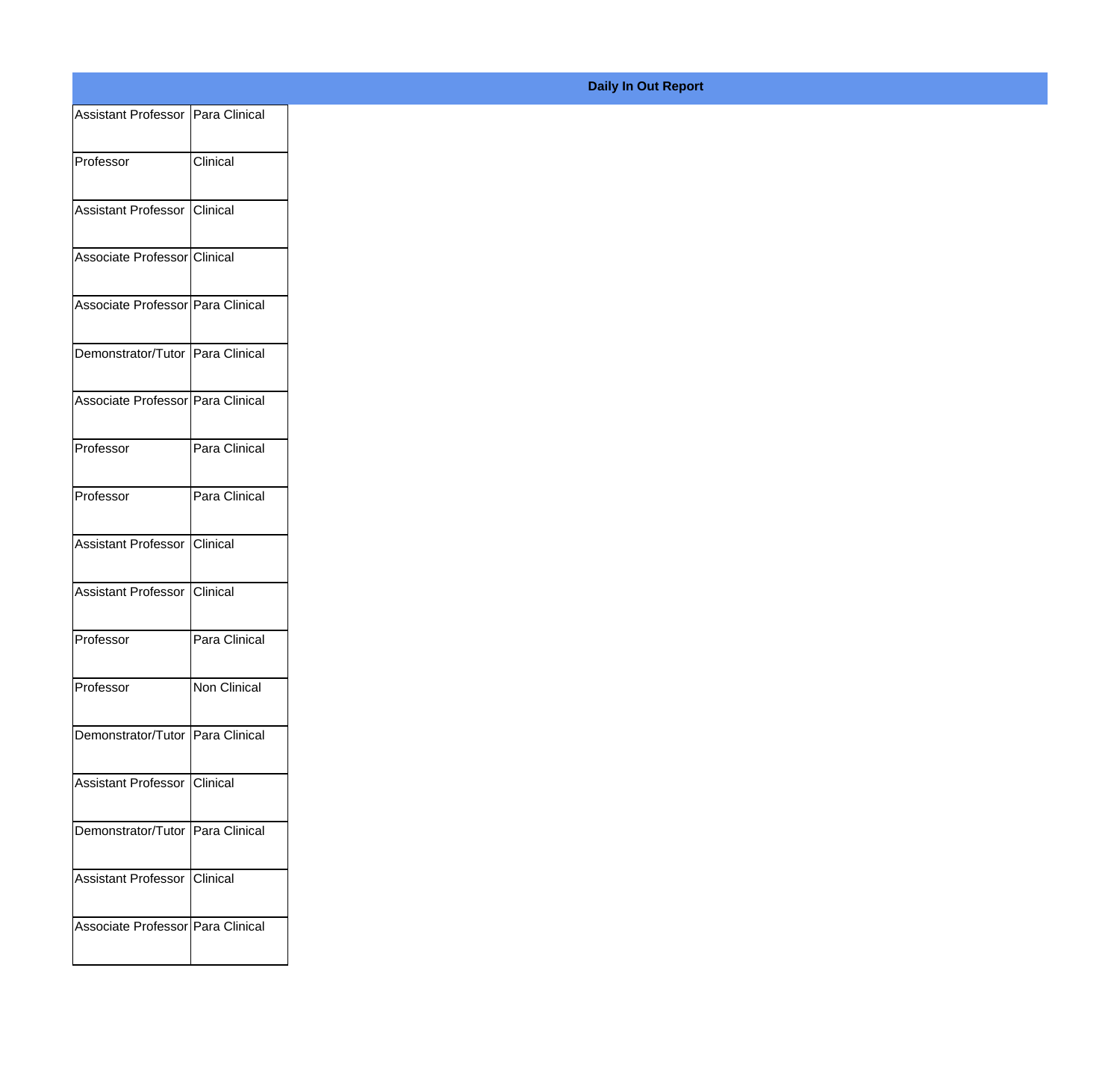**Daily In Out Report**

| | |
|---|---|
| Assistant Professor | Para Clinical |
| Professor | Clinical |
| Assistant Professor | Clinical |
| Associate Professor | Clinical |
| Associate Professor | Para Clinical |
| Demonstrator/Tutor | Para Clinical |
| Associate Professor | Para Clinical |
| Professor | Para Clinical |
| Professor | Para Clinical |
| Assistant Professor | Clinical |
| Assistant Professor | Clinical |
| Professor | Para Clinical |
| Professor | Non Clinical |
| Demonstrator/Tutor | Para Clinical |
| Assistant Professor | Clinical |
| Demonstrator/Tutor | Para Clinical |
| Assistant Professor | Clinical |
| Associate Professor | Para Clinical |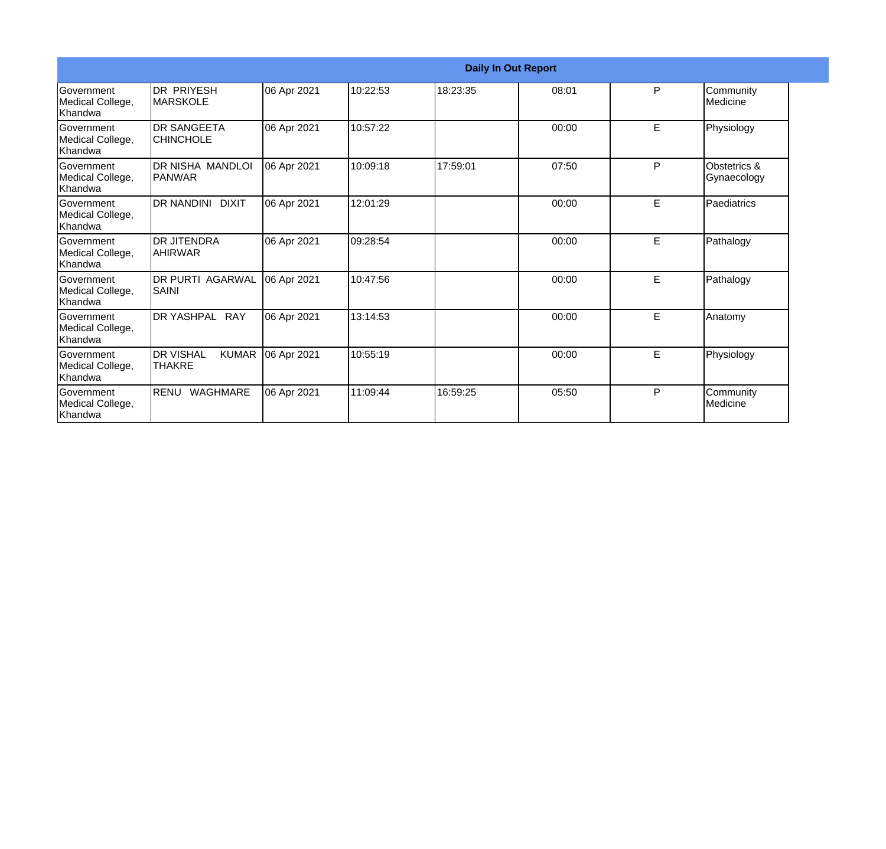| Daily In Out Report | | | | | | | |
|---|---|---|---|---|---|---|---|
| Government Medical College, Khandwa | DR PRIYESH MARSKOLE | 06 Apr 2021 | 10:22:53 | 18:23:35 | 08:01 | P | Community Medicine |
| Government Medical College, Khandwa | DR SANGEETA CHINCHOLE | 06 Apr 2021 | 10:57:22 | | 00:00 | E | Physiology |
| Government Medical College, Khandwa | DR NISHA MANDLOI PANWAR | 06 Apr 2021 | 10:09:18 | 17:59:01 | 07:50 | P | Obstetrics & Gynaecology |
| Government Medical College, Khandwa | DR NANDINI DIXIT | 06 Apr 2021 | 12:01:29 | | 00:00 | E | Paediatrics |
| Government Medical College, Khandwa | DR JITENDRA AHIRWAR | 06 Apr 2021 | 09:28:54 | | 00:00 | E | Pathalogy |
| Government Medical College, Khandwa | DR PURTI AGARWAL SAINI | 06 Apr 2021 | 10:47:56 | | 00:00 | E | Pathalogy |
| Government Medical College, Khandwa | DR YASHPAL RAY | 06 Apr 2021 | 13:14:53 | | 00:00 | E | Anatomy |
| Government Medical College, Khandwa | DR VISHAL KUMAR THAKRE | 06 Apr 2021 | 10:55:19 | | 00:00 | E | Physiology |
| Government Medical College, Khandwa | RENU WAGHMARE | 06 Apr 2021 | 11:09:44 | 16:59:25 | 05:50 | P | Community Medicine |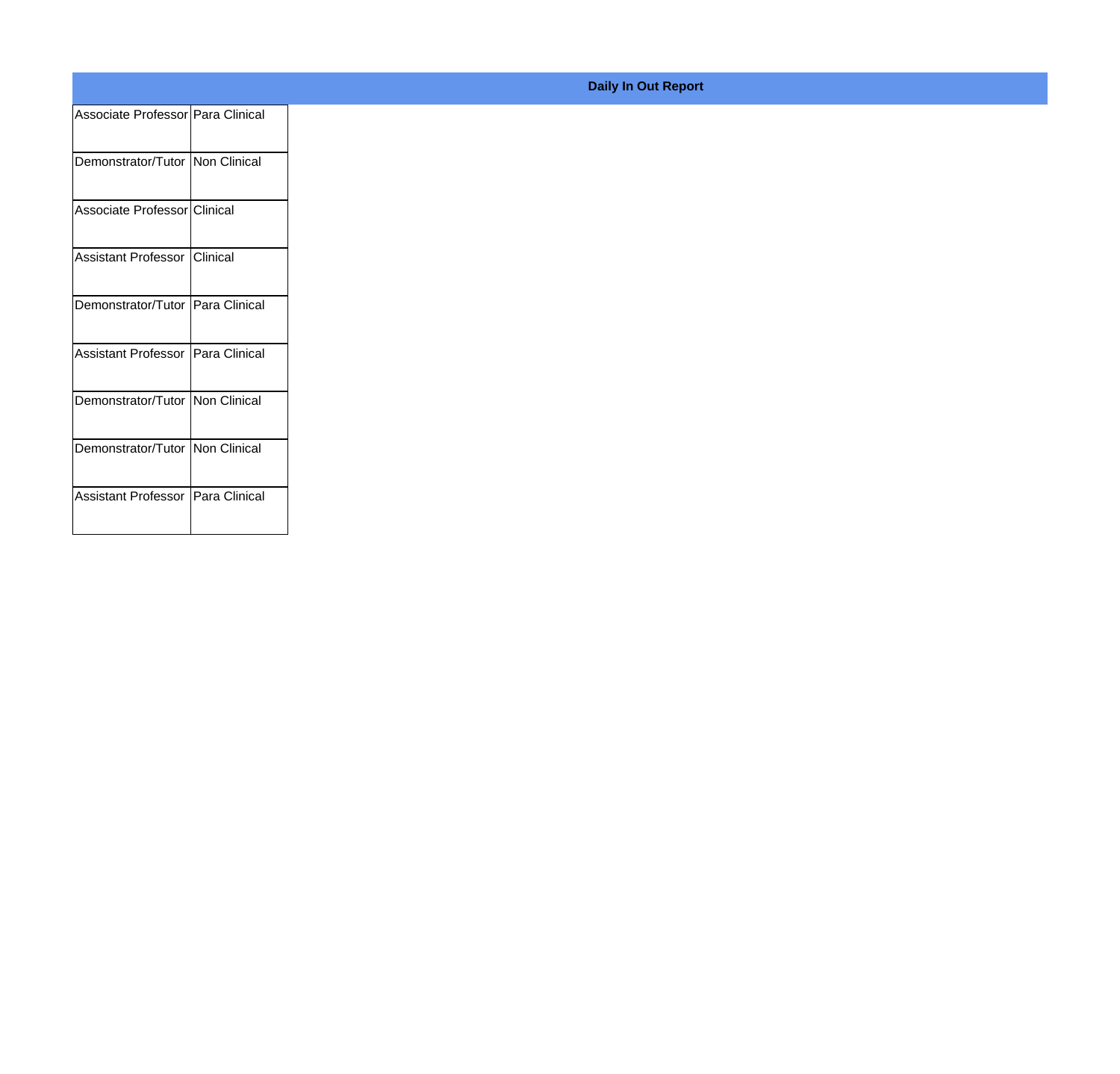**Daily In Out Report**

| | |
|---|---|
| Associate Professor | Para Clinical |
| Demonstrator/Tutor | Non Clinical |
| Associate Professor | Clinical |
| Assistant Professor | Clinical |
| Demonstrator/Tutor | Para Clinical |
| Assistant Professor | Para Clinical |
| Demonstrator/Tutor | Non Clinical |
| Demonstrator/Tutor | Non Clinical |
| Assistant Professor | Para Clinical |